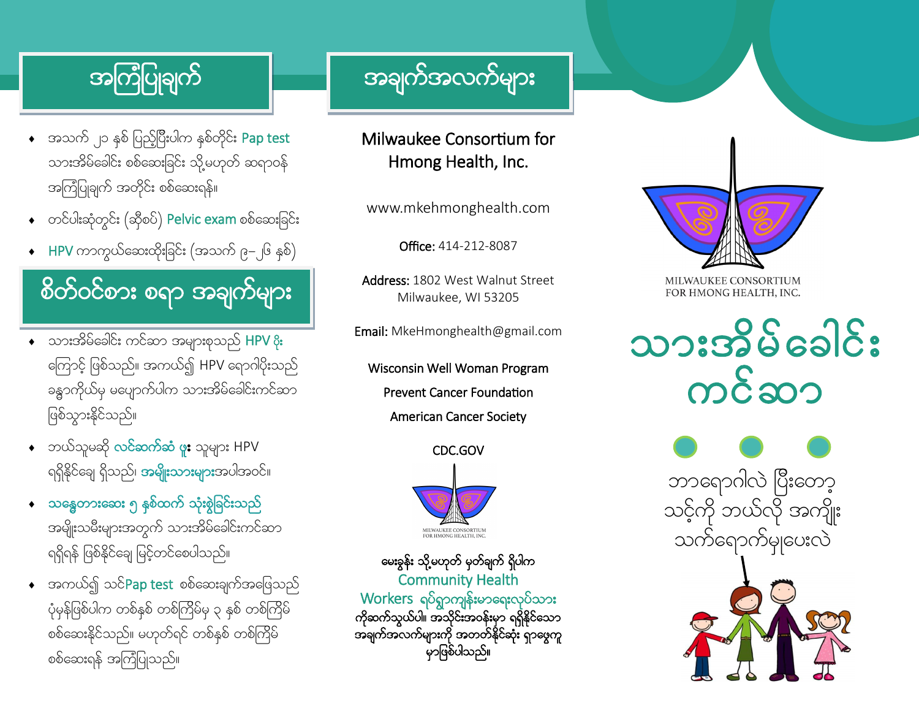## အကြံပြုချက်

- အသက် ၂၁ နှစ် ပြည့်ပြီးပါက နှစ်တိုင်း Pap test သားအိမ်ခေါင်း စစ်ဆေးခြင်း သို့မဟုတ် ဆရာဝန် အကြံပြုချက် အတိုင်း စစ်ဆေးရန်။
- တင်ပါးဆုံတွင်း (ဆီးစပ်) Pelvic exam စစ်ဆေးခြင်း
- HPV ကာကွယ်ဆေးထိုးခြင်း (အသက် ၉–၂၆ နှစ်)

## စိတ်ဝင်စား စရာ အချက်များ

- သားအိမ်ခေါင်း ကင်ဆာ အများစုသည် HPV ပိုး ကြောင့် ဖြစ်သည်။ အကယ်၍ HPV ရောဂါပိုးသည် ခန္ဓာကိုယ်မှ မပျောက်ပါက သားအိမ်ခေါင်းကင်ဆာ ဖြစ်သွားနိုင်သည်။
- ဘယ်သူမဆို **လင်ဆက်ဆံ ဖူး** သူများ HPV ရရှိနိုင်ချေ ရှိသည်၊ **အမျိုးသားများ**အပါအဝင်။
- **သန္ဓေတားဆေး ၅ နှစ်ထက် သုံးစွဲခြင်းသည်** အမျိုးသမီးများအတွက် သားအိမ်ခေါင်းကင်ဆာ ရရှိရန် ဖြစ်နိုင်ချေ မြင့်တင်စေပါသည်။
- အကယ်၍ သင်Pap test စစ်ဆေးချက်အဖြေသည် ပုံမှန်ဖြစ်ပါက တစ်နှစ် တစ်ကြိမ်မှ ၃ နှစ် တစ်ကြိမ် စစ်ဆေးနိုင်သည်။ မဟုတ်ရင် တစ်နှစ် တစ်ကြိမ် စစ်ဆေးရန် အကြံပြုသည်။

## အချက်အလက်များ

Milwaukee Consortium for Hmong Health, Inc.

www.mkehmonghealth.com

**Office:** 414-212-8087

**Address:** 1802 West Walnut Street
Milwaukee, WI 53205

**Email:** MkeHmonghealth@gmail.com

Wisconsin Well Woman Program

Prevent Cancer Foundation

American Cancer Society

CDC.GOV

MILWAUKEE CONSORTIUM FOR HMONG HEALTH, INC.

**မေးခွန်း သို့မဟုတ် မှတ်ချက် ရှိပါက** Community Health Workers **ရပ်ရွာကျန်းမာရေးလုပ်သား ကိုဆက်သွယ်ပါ။ အသိုင်းအဝန်းမှာ ရှိနိုင်သော အချက်အလက်များကို အတတ်နိုင်ဆုံး ရှာဖွေကူ မှာဖြစ်ပါသည်။**

MILWAUKEE CONSORTIUM FOR HMONG HEALTH, INC.

# သားအိမ်ခေါင်း ကင်ဆာ

ဘာရောဂါလဲ ပြီးတော့ သင့်ကို ဘယ်လို အကျိုး သက်ရောက်မှုပေးလဲ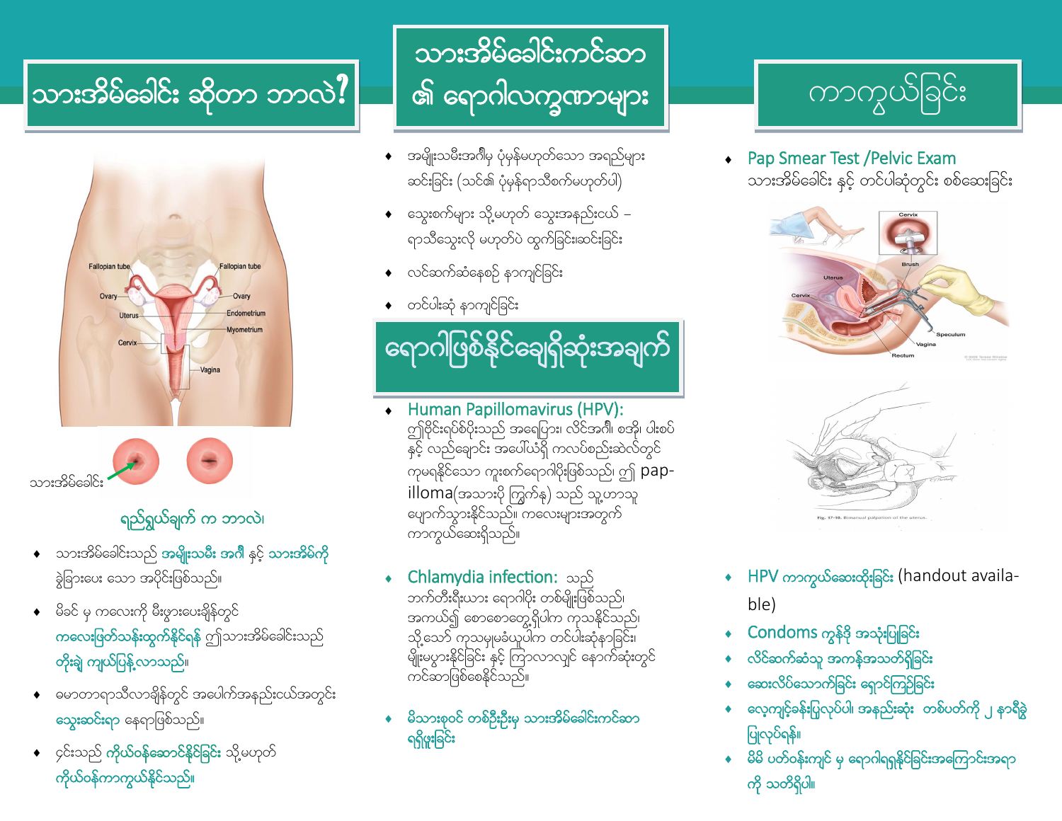# သားအိမ်ခေါင်း ဆိုတာ ဘာလဲ?

Fallopian tube
Fallopian tube
Ovary
Ovary
Uterus
Endometrium
Myometrium
Cervix
Vagina

သားအိမ်ခေါင်း

### ရည်ရွယ်ချက် က ဘာလဲ၊

- သားအိမ်ခေါင်းသည် **အမျိုးသမီး အင်္ဂါ** နှင့် **သားအိမ်ကို** ခွဲခြားပေး သော အပိုင်းဖြစ်သည်။
- မိခင် မှ ကလေးကို မီးဖွားပေးချိန်တွင် **ကလေးဖြတ်သန်းထွက်နိုင်ရန်** ဤသားအိမ်ခေါင်းသည် **တိုးချဲ့ ကျယ်ပြန့်လာသည်။**
- ဓမ္မတာရာသီလာချိန်တွင် အပေါက်အနည်းငယ်အတွင်း **သွေးဆင်းရာ** နေရာဖြစ်သည်။
- ၎င်းသည် **ကိုယ်ဝန်ဆောင်နိုင်ခြင်း** သို့မဟုတ် **ကိုယ်ဝန်ကာကွယ်နိုင်သည်။**

# သားအိမ်ခေါင်းကင်ဆာ၏ ရောဂါလက္ခဏာများ

- အမျိုးသမီးအင်္ဂါမှ ပုံမှန်မဟုတ်သော အရည်များ ဆင်းခြင်း (သင်၏ ပုံမှန်ရာသီစက်မဟုတ်ပါ)
- သွေးစက်များ သို့မဟုတ် သွေးအနည်းငယ် – ရာသီသွေးလို မဟုတ်ပဲ ထွက်ခြင်း၊ဆင်းခြင်း
- လင်ဆက်ဆံနေစဉ် နာကျင်ခြင်း
- တင်ပါးဆုံ နာကျင်ခြင်း

# ရောဂါဖြစ်နိုင်ချေရှိဆုံးအချက်

- **Human Papillomavirus (HPV):** ဤဗိုင်းရပ်စ်ပိုးသည် အရေပြား၊ လိင်အင်္ဂါ၊ စအို၊ ပါးစပ် နှင့် လည်ချောင်း အပေါ်ယံရှိ ကလပ်စည်းဆဲလ်တွင် ကူးစက်နိုင်သော ကူးစက်ရောဂါပိုးဖြစ်သည်၊ ဤ papilloma(အသားပို ကြွက်နို့) သည် သူ့ဟာသူ ပျောက်သွားနိုင်သည်။ ကလေးများအတွက် ကာကွယ်ဆေးရှိသည်။
- **Chlamydia infection:** သည် ဘက်တီးရီးယား ရောဂါပိုး တစ်မျိုးဖြစ်သည်၊ အကယ်၍ စောစောတွေ့ရှိပါက ကုသနိုင်သည်၊ သို့သော် ကုသမှုမခံယူပါက တင်ပါးဆုံနာခြင်း၊ မျိုးမပွားနိုင်ခြင်း နှင့် ကြာလာလျှင် နောက်ဆုံးတွင် ကင်ဆာဖြစ်စေနိုင်သည်။
- မိသားစုဝင် တစ်ဦးဦးမှ သားအိမ်ခေါင်းကင်ဆာ ရရှိဖူးခြင်း

# ကာကွယ်ခြင်း

- **Pap Smear Test /Pelvic Exam** သားအိမ်ခေါင်း နှင့် တင်ပါဆုံတွင်း စစ်ဆေးခြင်း

Cervix
Uterus
Brush
Cervix
Speculum
Vagina
Rectum

Fig. 17-10. Bimanual palpation of the uterus.

- **HPV ကာကွယ်ဆေးထိုးခြင်း** (handout available)
- **Condoms ကွန်ဒုံ အသုံးပြုခြင်း**
- **လိင်ဆက်ဆံသူ အကန့်အသတ်ရှိခြင်း**
- **ဆေးလိပ်သောက်ခြင်း ရှောင်ကြဉ်ခြင်း**
- **လေ့ကျင့်ခန်းပြုလုပ်ပါ၊ အနည်းဆုံး တစ်ပတ်ကို ၂ နာရီခွဲ ပြုလုပ်ရန်။**
- **မိမိ ပတ်ဝန်းကျင် မှ ရောဂါရရှိနိုင်ခြင်းအကြောင်းအရာ ကို သတိရှိပါ။**